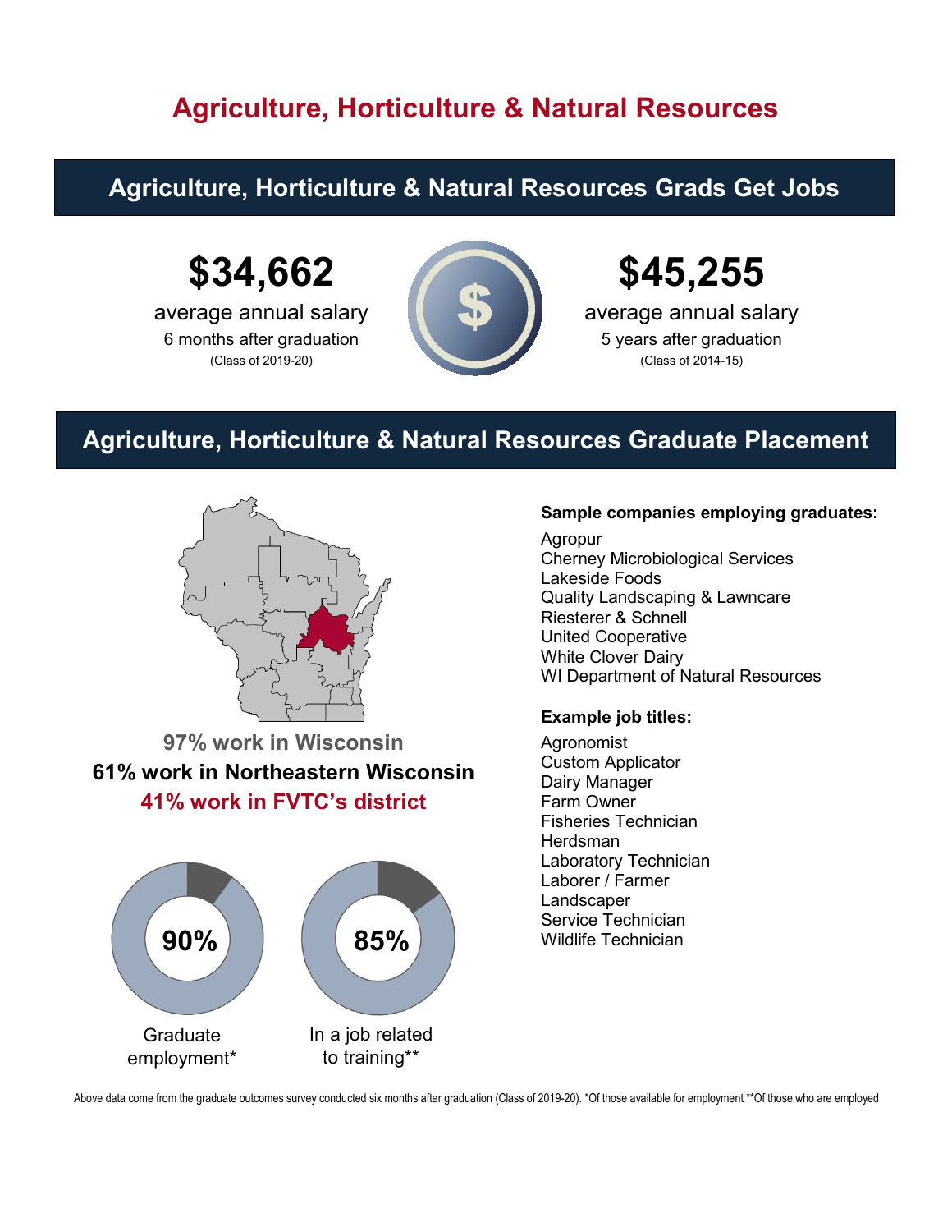# Agriculture, Horticulture & Natural Resources

## Agriculture, Horticulture & Natural Resources Grads Get Jobs

**$34,662**
average annual salary
6 months after graduation
(Class of 2019-20)

**$45,255**
average annual salary
5 years after graduation
(Class of 2014-15)

## Agriculture, Horticulture & Natural Resources Graduate Placement

**97% work in Wisconsin**

**61% work in Northeastern Wisconsin**

**41% work in FVTC's district**

**90%** Graduate employment*

**85%** In a job related to training**

**Sample companies employing graduates:**

- Agropur
- Cherney Microbiological Services
- Lakeside Foods
- Quality Landscaping & Lawncare
- Riesterer & Schnell
- United Cooperative
- White Clover Dairy
- WI Department of Natural Resources

**Example job titles:**

- Agronomist
- Custom Applicator
- Dairy Manager
- Farm Owner
- Fisheries Technician
- Herdsman
- Laboratory Technician
- Laborer / Farmer
- Landscaper
- Service Technician
- Wildlife Technician

Above data come from the graduate outcomes survey conducted six months after graduation (Class of 2019-20). *Of those available for employment **Of those who are employed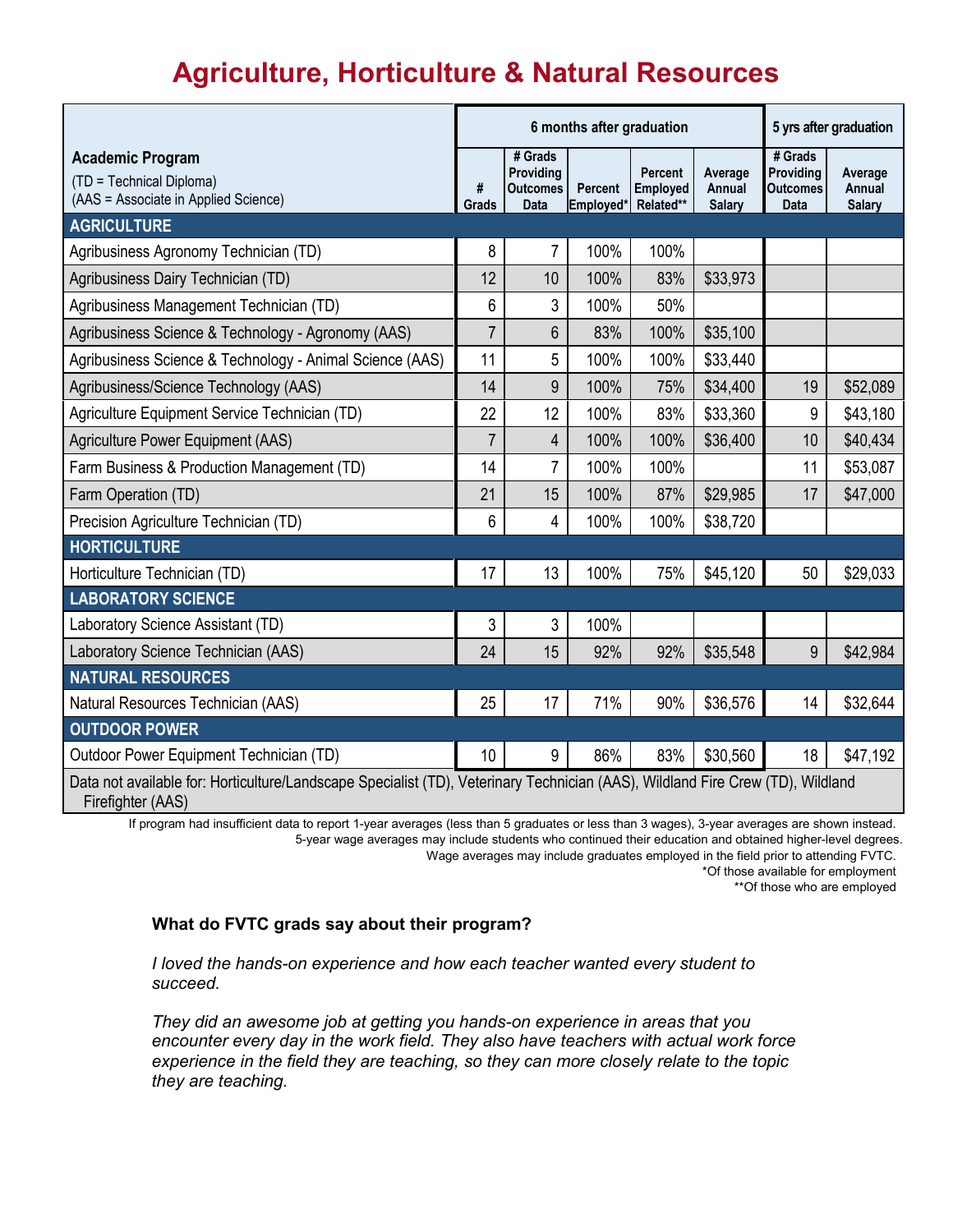# Agriculture, Horticulture & Natural Resources

| Academic Program (TD = Technical Diploma) (AAS = Associate in Applied Science) | 6 months after graduation | | | | | 5 yrs after graduation | |
|---|---|---|---|---|---|---|---|
| | # Grads | # Grads Providing Outcomes Data | Percent Employed* | Percent Employed Related** | Average Annual Salary | # Grads Providing Outcomes Data | Average Annual Salary |
| **AGRICULTURE** | | | | | | | |
| Agribusiness Agronomy Technician (TD) | 8 | 7 | 100% | 100% | | | |
| Agribusiness Dairy Technician (TD) | 12 | 10 | 100% | 83% | $33,973 | | |
| Agribusiness Management Technician (TD) | 6 | 3 | 100% | 50% | | | |
| Agribusiness Science & Technology - Agronomy (AAS) | 7 | 6 | 83% | 100% | $35,100 | | |
| Agribusiness Science & Technology - Animal Science (AAS) | 11 | 5 | 100% | 100% | $33,440 | | |
| Agribusiness/Science Technology (AAS) | 14 | 9 | 100% | 75% | $34,400 | 19 | $52,089 |
| Agriculture Equipment Service Technician (TD) | 22 | 12 | 100% | 83% | $33,360 | 9 | $43,180 |
| Agriculture Power Equipment (AAS) | 7 | 4 | 100% | 100% | $36,400 | 10 | $40,434 |
| Farm Business & Production Management (TD) | 14 | 7 | 100% | 100% | | 11 | $53,087 |
| Farm Operation (TD) | 21 | 15 | 100% | 87% | $29,985 | 17 | $47,000 |
| Precision Agriculture Technician (TD) | 6 | 4 | 100% | 100% | $38,720 | | |
| **HORTICULTURE** | | | | | | | |
| Horticulture Technician (TD) | 17 | 13 | 100% | 75% | $45,120 | 50 | $29,033 |
| **LABORATORY SCIENCE** | | | | | | | |
| Laboratory Science Assistant (TD) | 3 | 3 | 100% | | | | |
| Laboratory Science Technician (AAS) | 24 | 15 | 92% | 92% | $35,548 | 9 | $42,984 |
| **NATURAL RESOURCES** | | | | | | | |
| Natural Resources Technician (AAS) | 25 | 17 | 71% | 90% | $36,576 | 14 | $32,644 |
| **OUTDOOR POWER** | | | | | | | |
| Outdoor Power Equipment Technician (TD) | 10 | 9 | 86% | 83% | $30,560 | 18 | $47,192 |
| Data not available for: Horticulture/Landscape Specialist (TD), Veterinary Technician (AAS), Wildland Fire Crew (TD), Wildland Firefighter (AAS) | | | | | | | |

If program had insufficient data to report 1-year averages (less than 5 graduates or less than 3 wages), 3-year averages are shown instead.
5-year wage averages may include students who continued their education and obtained higher-level degrees.
Wage averages may include graduates employed in the field prior to attending FVTC.
*Of those available for employment
**Of those who are employed

**What do FVTC grads say about their program?**

*I loved the hands-on experience and how each teacher wanted every student to succeed.*

*They did an awesome job at getting you hands-on experience in areas that you encounter every day in the work field. They also have teachers with actual work force experience in the field they are teaching, so they can more closely relate to the topic they are teaching.*